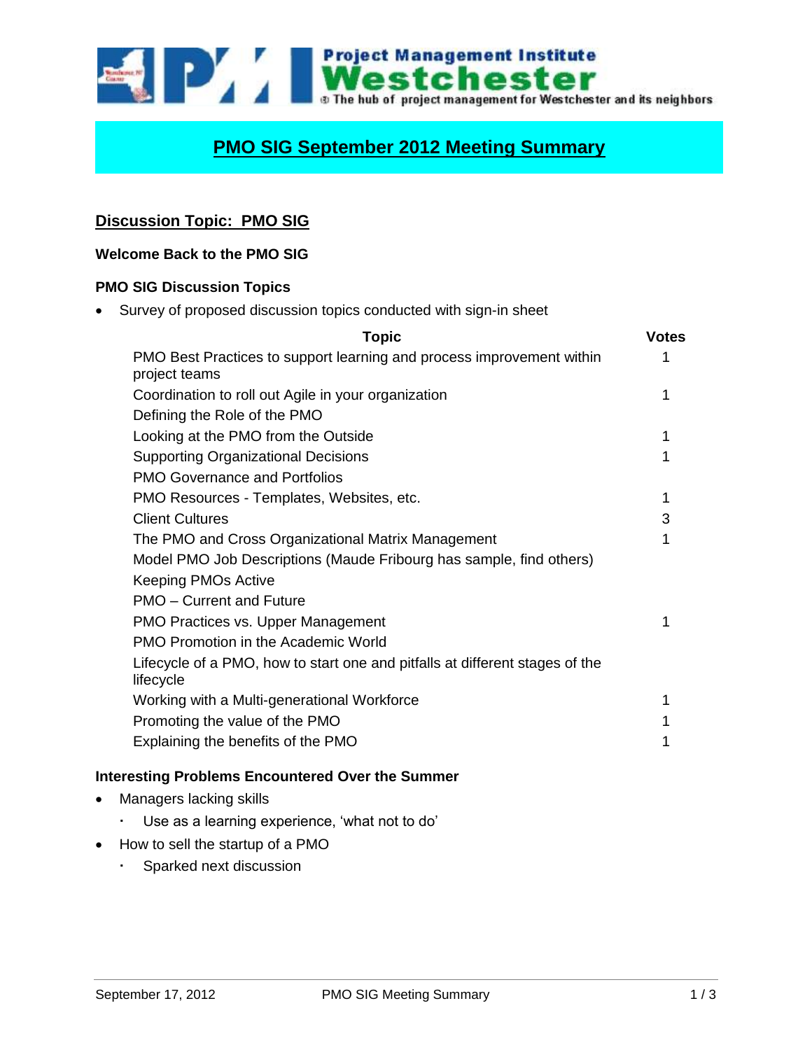Project Management Institute Westchester
The hub of project management for Westchester and its neighbors

# PMO SIG September 2012 Meeting Summary

## Discussion Topic: PMO SIG

### Welcome Back to the PMO SIG

### PMO SIG Discussion Topics

- Survey of proposed discussion topics conducted with sign-in sheet

| Topic | Votes |
|---|---|
| PMO Best Practices to support learning and process improvement within project teams | 1 |
| Coordination to roll out Agile in your organization | 1 |
| Defining the Role of the PMO | |
| Looking at the PMO from the Outside | 1 |
| Supporting Organizational Decisions | 1 |
| PMO Governance and Portfolios | |
| PMO Resources - Templates, Websites, etc. | 1 |
| Client Cultures | 3 |
| The PMO and Cross Organizational Matrix Management | 1 |
| Model PMO Job Descriptions (Maude Fribourg has sample, find others) | |
| Keeping PMOs Active | |
| PMO – Current and Future | |
| PMO Practices vs. Upper Management | 1 |
| PMO Promotion in the Academic World | |
| Lifecycle of a PMO, how to start one and pitfalls at different stages of the lifecycle | |
| Working with a Multi-generational Workforce | 1 |
| Promoting the value of the PMO | 1 |
| Explaining the benefits of the PMO | 1 |

### Interesting Problems Encountered Over the Summer

- Managers lacking skills
  - Use as a learning experience, 'what not to do'
- How to sell the startup of a PMO
  - Sparked next discussion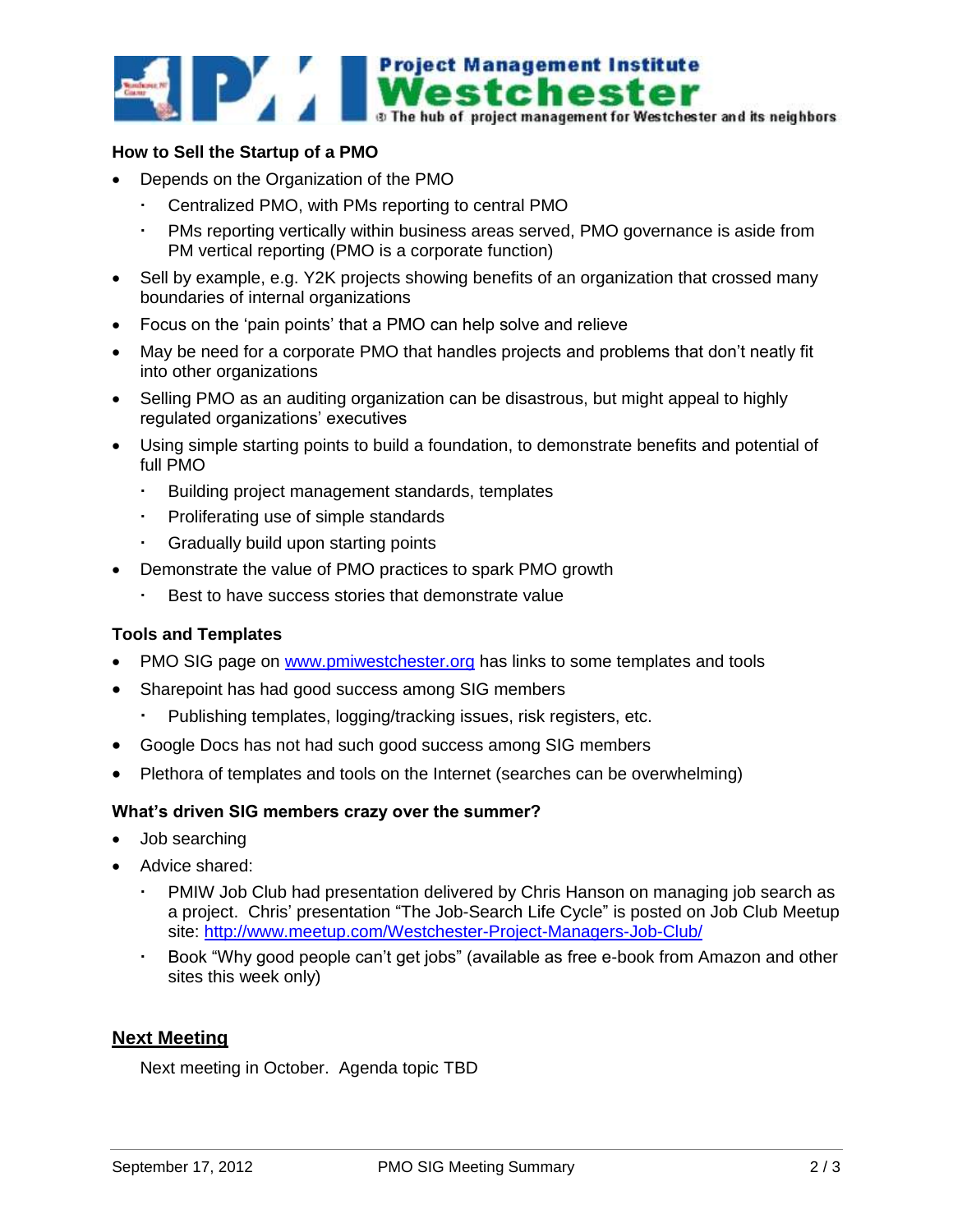### How to Sell the Startup of a PMO

- Depends on the Organization of the PMO
  - Centralized PMO, with PMs reporting to central PMO
  - PMs reporting vertically within business areas served, PMO governance is aside from PM vertical reporting (PMO is a corporate function)
- Sell by example, e.g. Y2K projects showing benefits of an organization that crossed many boundaries of internal organizations
- Focus on the 'pain points' that a PMO can help solve and relieve
- May be need for a corporate PMO that handles projects and problems that don't neatly fit into other organizations
- Selling PMO as an auditing organization can be disastrous, but might appeal to highly regulated organizations' executives
- Using simple starting points to build a foundation, to demonstrate benefits and potential of full PMO
  - Building project management standards, templates
  - Proliferating use of simple standards
  - Gradually build upon starting points
- Demonstrate the value of PMO practices to spark PMO growth
  - Best to have success stories that demonstrate value

### Tools and Templates

- PMO SIG page on [www.pmiwestchester.org](http://www.pmiwestchester.org) has links to some templates and tools
- Sharepoint has had good success among SIG members
  - Publishing templates, logging/tracking issues, risk registers, etc.
- Google Docs has not had such good success among SIG members
- Plethora of templates and tools on the Internet (searches can be overwhelming)

### What's driven SIG members crazy over the summer?

- Job searching
- Advice shared:
  - PMIW Job Club had presentation delivered by Chris Hanson on managing job search as a project. Chris' presentation "The Job-Search Life Cycle" is posted on Job Club Meetup site: [http://www.meetup.com/Westchester-Project-Managers-Job-Club/](http://www.meetup.com/Westchester-Project-Managers-Job-Club/)
  - Book "Why good people can't get jobs" (available as free e-book from Amazon and other sites this week only)

## Next Meeting

Next meeting in October. Agenda topic TBD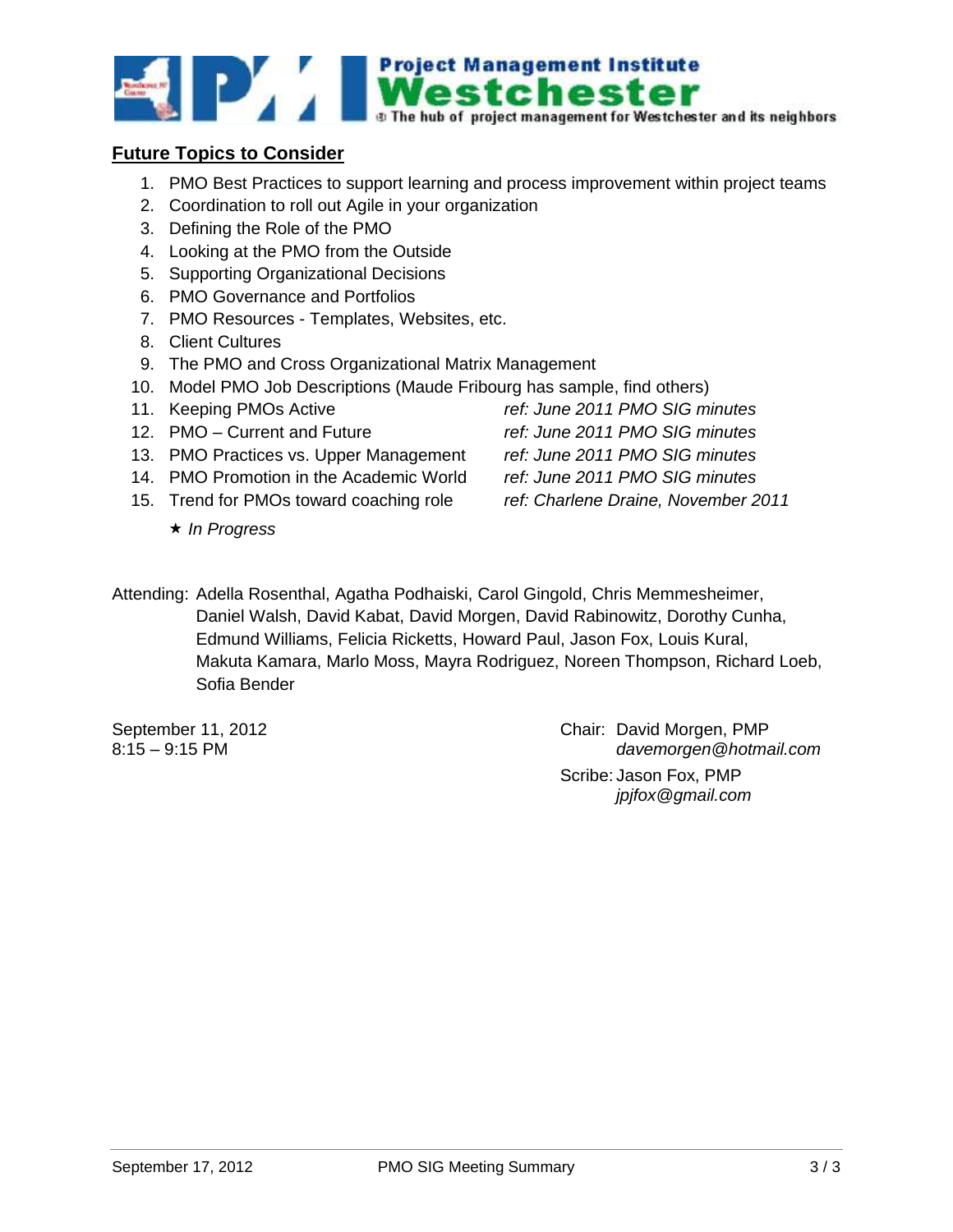## Future Topics to Consider

1. PMO Best Practices to support learning and process improvement within project teams
2. Coordination to roll out Agile in your organization
3. Defining the Role of the PMO
4. Looking at the PMO from the Outside
5. Supporting Organizational Decisions
6. PMO Governance and Portfolios
7. PMO Resources - Templates, Websites, etc.
8. Client Cultures
9. The PMO and Cross Organizational Matrix Management
10. Model PMO Job Descriptions (Maude Fribourg has sample, find others)
11. Keeping PMOs Active *ref: June 2011 PMO SIG minutes*
12. PMO – Current and Future *ref: June 2011 PMO SIG minutes*
13. PMO Practices vs. Upper Management *ref: June 2011 PMO SIG minutes*
14. PMO Promotion in the Academic World *ref: June 2011 PMO SIG minutes*
15. Trend for PMOs toward coaching role *ref: Charlene Draine, November 2011*

★ *In Progress*

Attending: Adella Rosenthal, Agatha Podhaiski, Carol Gingold, Chris Memmesheimer, Daniel Walsh, David Kabat, David Morgen, David Rabinowitz, Dorothy Cunha, Edmund Williams, Felicia Ricketts, Howard Paul, Jason Fox, Louis Kural, Makuta Kamara, Marlo Moss, Mayra Rodriguez, Noreen Thompson, Richard Loeb, Sofia Bender

September 11, 2012
8:15 – 9:15 PM

Chair: David Morgen, PMP
*davemorgen@hotmail.com*

Scribe: Jason Fox, PMP
*jpjfox@gmail.com*